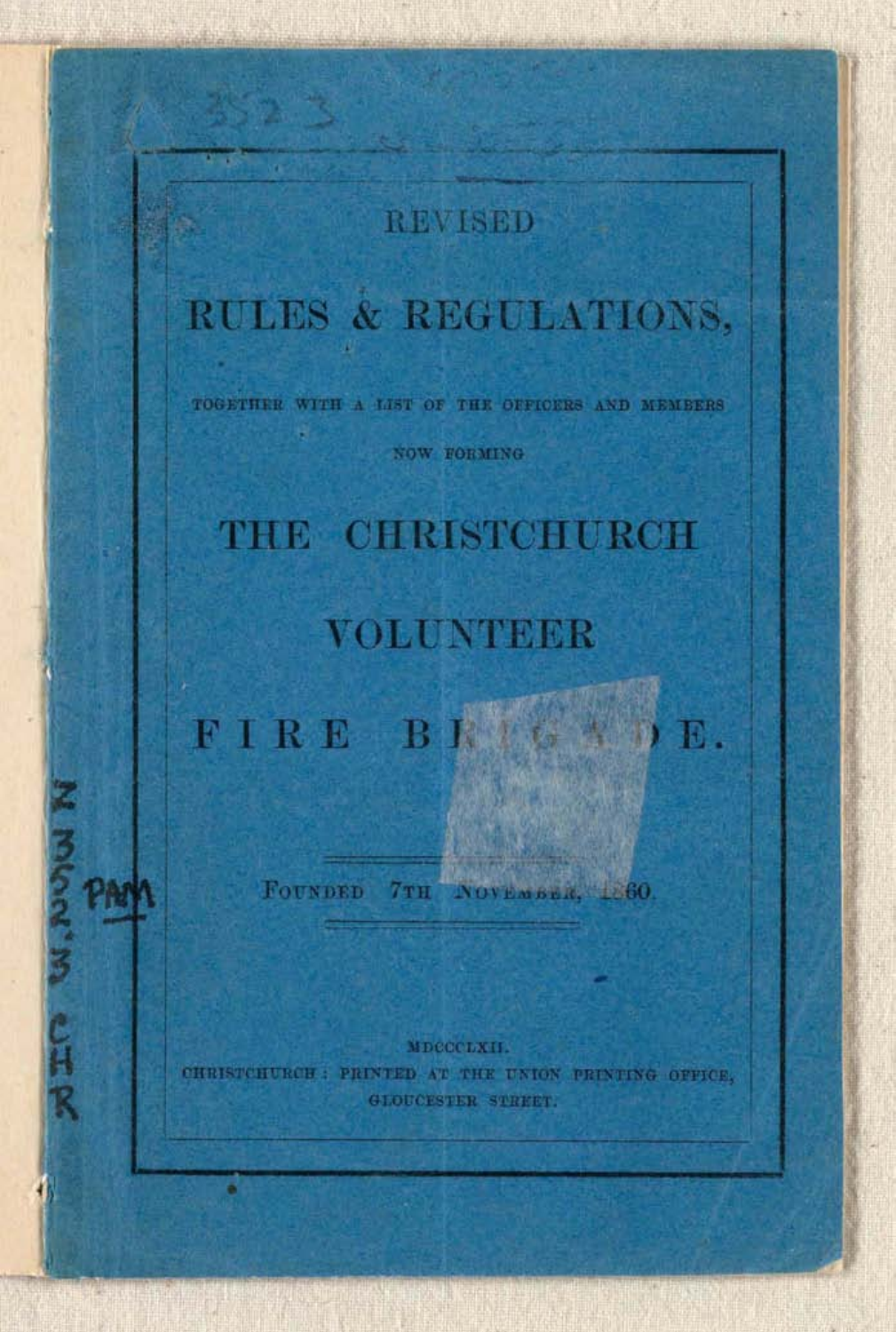REVISED

# RULES & REGULATIONS,

TOGETHER WITH A LIST OF THE OFFICERS AND MEMBERS

NOW FORMING

# THE CHRISTCHURCH

# VOLUNTEER

# FIRE BRIGADE.

FOUNDED 7TH NOVEMBER, 1860.

MDCCCLXII.

CHRISTCHURCH: PRINTED AT THE UNION PRINTING OFFICE, GLOUCESTER STREET.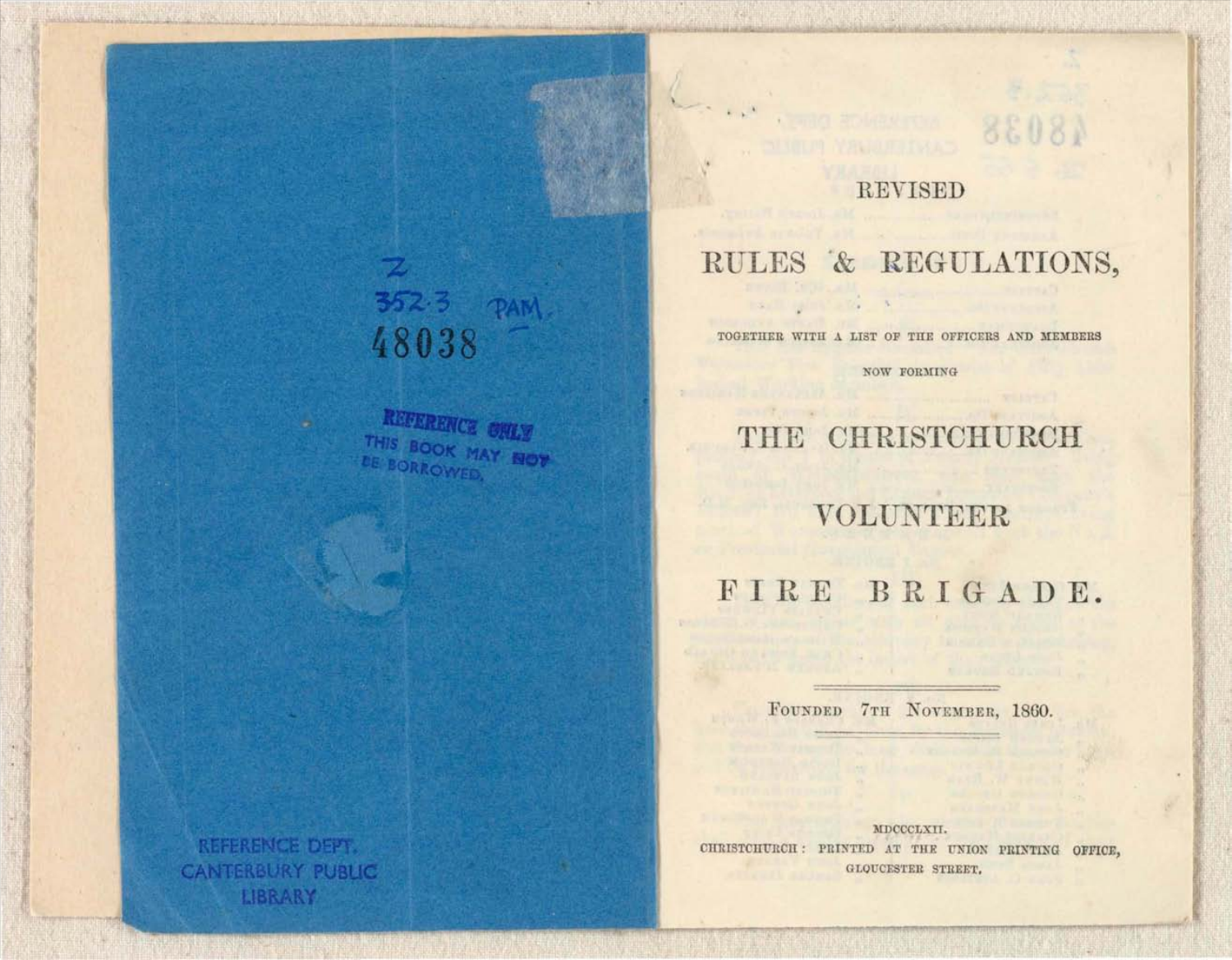Z
352.3 PAM
48038

REFERENCE ONLY
THIS BOOK MAY NOT BE BORROWED.

REFERENCE DEPT.
CANTERBURY PUBLIC
LIBRARY

REVISED

# RULES & REGULATIONS,

TOGETHER WITH A LIST OF THE OFFICERS AND MEMBERS

NOW FORMING

# THE CHRISTCHURCH

# VOLUNTEER

# FIRE BRIGADE.

FOUNDED 7TH NOVEMBER, 1860.

MDCCCLXII.

CHRISTCHURCH: PRINTED AT THE UNION PRINTING OFFICE,
GLOUCESTER STREET.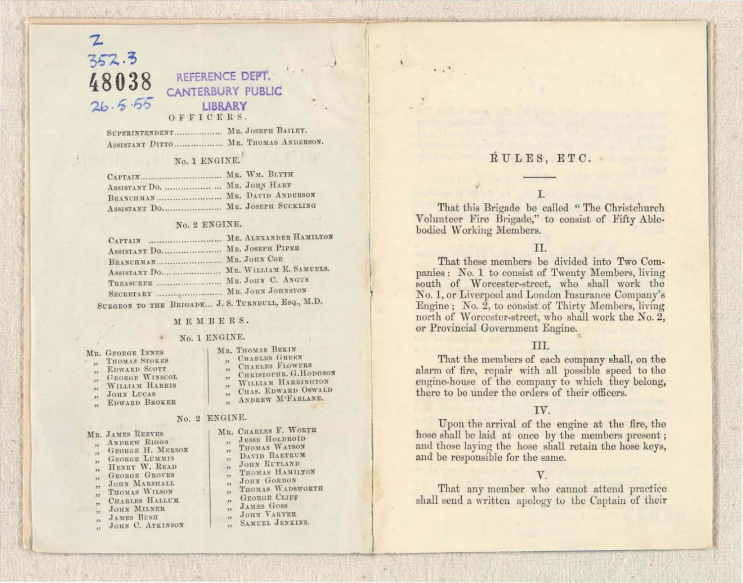Z
352.3
48038
26.5.55

REFERENCE DEPT.
CANTERBURY PUBLIC
LIBRARY

## OFFICERS.

SUPERINTENDENT.................. MR. JOSEPH BAILEY.
ASSISTANT DITTO.................. MR. THOMAS ANDERSON.

### No. 1 ENGINE.

CAPTAIN.............................. MR. WM. BLYTH
ASSISTANT DO. .................. MR. JOHN HART
BRANCHMAN......................... MR. DAVID ANDERSON
ASSISTANT DO...................... MR. JOSEPH SUCKLING

### No. 2 ENGINE.

CAPTAIN .......................... MR. ALEXANDER HAMILTON
ASSISTANT DO...................... MR. JOSEPH PIPER
BRANCHMAN......................... MR. JOHN COE
ASSISTANT DO...................... MR. WILLIAM E. SAMUELS.
TREASURER ........................ MR. JOHN C. ANGUS
SECRETARY ........................ MR. JOHN JOHNSTON
SURGEON TO THE BRIGADE... J. S. TURNBULL, ESQ., M.D.

## MEMBERS.

### No. 1 ENGINE.

MR. GEORGE INNES
„ THOMAS STOKES
„ EDWARD SCOTT
„ GEORGE WINSCOL
„ WILLIAM HARRIS
„ JOHN LUCAS
„ EDWARD BROKER

MR. THOMAS BEKIN
„ CHARLES GREEN
„ CHARLES FLOWERS
„ CHRISTOPHR. G. HODGSON
„ WILLIAM HARRINGTON
„ CHAS. EDWARD OSWALD
„ ANDREW M'FARLANE.

### No. 2 ENGINE.

MR. JAMES REEVES
„ ANDREW RIGGS
„ GEORGE H. MERSON
„ GEORGE LUMMIS
„ HENRY W. READ
„ GEORGE GROVES
„ JOHN MARSHALL
„ THOMAS WILSON
„ CHARLES HALLUM
„ JOHN MILNER
„ JAMES BUSH
„ JOHN C. ATKINSON

MR. CHARLES F. WORTH
„ JESSE HOLDROID
„ THOMAS WATSON
„ DAVID BARTRUM
„ JOHN RUTLAND
„ THOMAS HAMILTON
„ JOHN GORDON
„ THOMAS WADSWORTH
„ GEORGE CLIFF
„ JAMES GOSS
„ JOHN VARYER
„ SAMUEL JENKINS.

## RULES, ETC.

I.

That this Brigade be called "The Christchurch Volunteer Fire Brigade," to consist of Fifty Able-bodied Working Members.

II.

That these members be divided into Two Companies: No. 1 to consist of Twenty Members, living south of Worcester-street, who shall work the No. 1, or Liverpool and London Insurance Company's Engine; No. 2, to consist of Thirty Members, living north of Worcester-street, who shall work the No. 2, or Provincial Government Engine.

III.

That the members of each company shall, on the alarm of fire, repair with all possible speed to the engine-house of the company to which they belong, there to be under the orders of their officers.

IV.

Upon the arrival of the engine at the fire, the hose shall be laid at once by the members present; and those laying the hose shall retain the hose keys, and be responsible for the same.

V.

That any member who cannot attend practice shall send a written apology to the Captain of their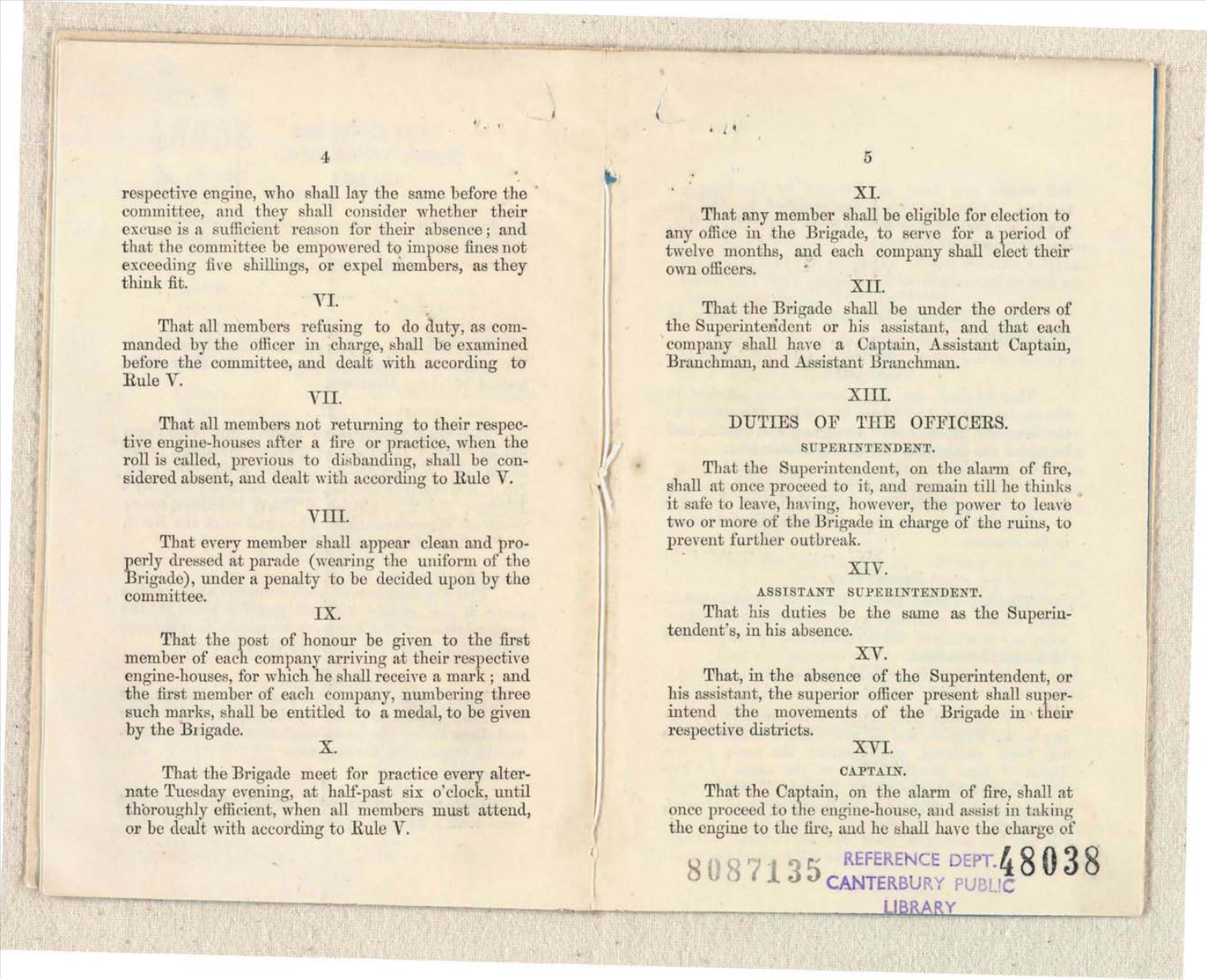respective engine, who shall lay the same before the committee, and they shall consider whether their excuse is a sufficient reason for their absence; and that the committee be empowered to impose fines not exceeding five shillings, or expel members, as they think fit.

VI.

That all members refusing to do duty, as commanded by the officer in charge, shall be examined before the committee, and dealt with according to Rule V.

VII.

That all members not returning to their respective engine-houses after a fire or practice, when the roll is called, previous to disbanding, shall be considered absent, and dealt with according to Rule V.

VIII.

That every member shall appear clean and properly dressed at parade (wearing the uniform of the Brigade), under a penalty to be decided upon by the committee.

IX.

That the post of honour be given to the first member of each company arriving at their respective engine-houses, for which he shall receive a mark; and the first member of each company, numbering three such marks, shall be entitled to a medal, to be given by the Brigade.

X.

That the Brigade meet for practice every alternate Tuesday evening, at half-past six o'clock, until thoroughly efficient, when all members must attend, or be dealt with according to Rule V.

XI.

That any member shall be eligible for election to any office in the Brigade, to serve for a period of twelve months, and each company shall elect their own officers.

XII.

That the Brigade shall be under the orders of the Superintendent or his assistant, and that each company shall have a Captain, Assistant Captain, Branchman, and Assistant Branchman.

XIII.

## DUTIES OF THE OFFICERS.

SUPERINTENDENT.

That the Superintendent, on the alarm of fire, shall at once proceed to it, and remain till he thinks it safe to leave, having, however, the power to leave two or more of the Brigade in charge of the ruins, to prevent further outbreak.

XIV.

ASSISTANT SUPERINTENDENT.

That his duties be the same as the Superintendent's, in his absence.

XV.

That, in the absence of the Superintendent, or his assistant, the superior officer present shall superintend the movements of the Brigade in their respective districts.

XVI.

CAPTAIN.

That the Captain, on the alarm of fire, shall at once proceed to the engine-house, and assist in taking the engine to the fire, and he shall have the charge of

8087135 REFERENCE DEPT. 48038 CANTERBURY PUBLIC LIBRARY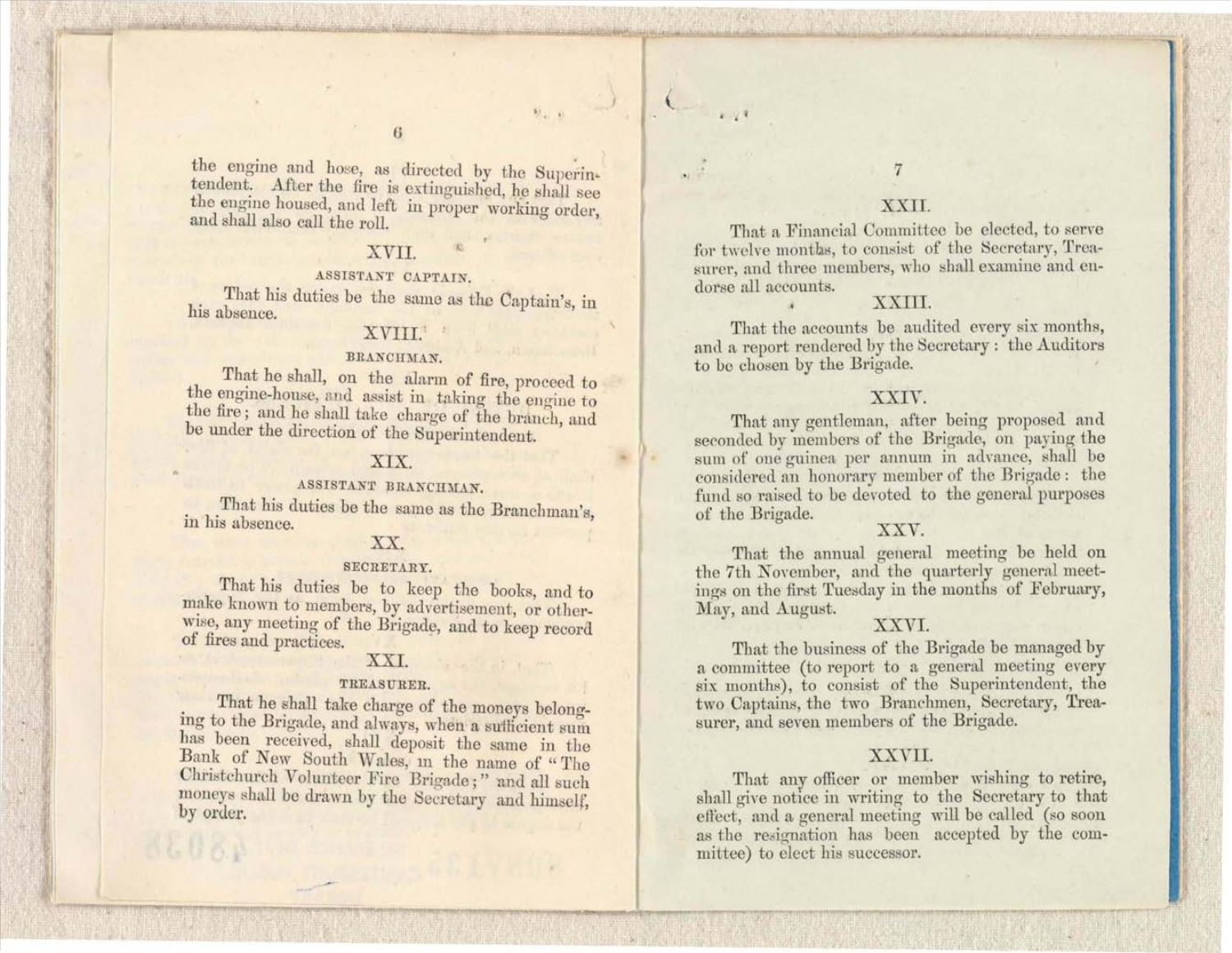the engine and hose, as directed by the Superintendent. After the fire is extinguished, he shall see the engine housed, and left in proper working order, and shall also call the roll.

## XVII.

### ASSISTANT CAPTAIN.

That his duties be the same as the Captain's, in his absence.

## XVIII.

### BRANCHMAN.

That he shall, on the alarm of fire, proceed to the engine-house, and assist in taking the engine to the fire; and he shall take charge of the branch, and be under the direction of the Superintendent.

## XIX.

### ASSISTANT BRANCHMAN.

That his duties be the same as the Branchman's, in his absence.

## XX.

### SECRETARY.

That his duties be to keep the books, and to make known to members, by advertisement, or otherwise, any meeting of the Brigade, and to keep record of fires and practices.

## XXI.

### TREASURER.

That he shall take charge of the moneys belonging to the Brigade, and always, when a sufficient sum has been received, shall deposit the same in the Bank of New South Wales, in the name of "The Christchurch Volunteer Fire Brigade;" and all such moneys shall be drawn by the Secretary and himself, by order.

## XXII.

That a Financial Committee be elected, to serve for twelve months, to consist of the Secretary, Treasurer, and three members, who shall examine and endorse all accounts.

## XXIII.

That the accounts be audited every six months, and a report rendered by the Secretary: the Auditors to be chosen by the Brigade.

## XXIV.

That any gentleman, after being proposed and seconded by members of the Brigade, on paying the sum of one guinea per annum in advance, shall be considered an honorary member of the Brigade: the fund so raised to be devoted to the general purposes of the Brigade.

## XXV.

That the annual general meeting be held on the 7th November, and the quarterly general meetings on the first Tuesday in the months of February, May, and August.

## XXVI.

That the business of the Brigade be managed by a committee (to report to a general meeting every six months), to consist of the Superintendent, the two Captains, the two Branchmen, Secretary, Treasurer, and seven members of the Brigade.

## XXVII.

That any officer or member wishing to retire, shall give notice in writing to the Secretary to that effect, and a general meeting will be called (so soon as the resignation has been accepted by the committee) to elect his successor.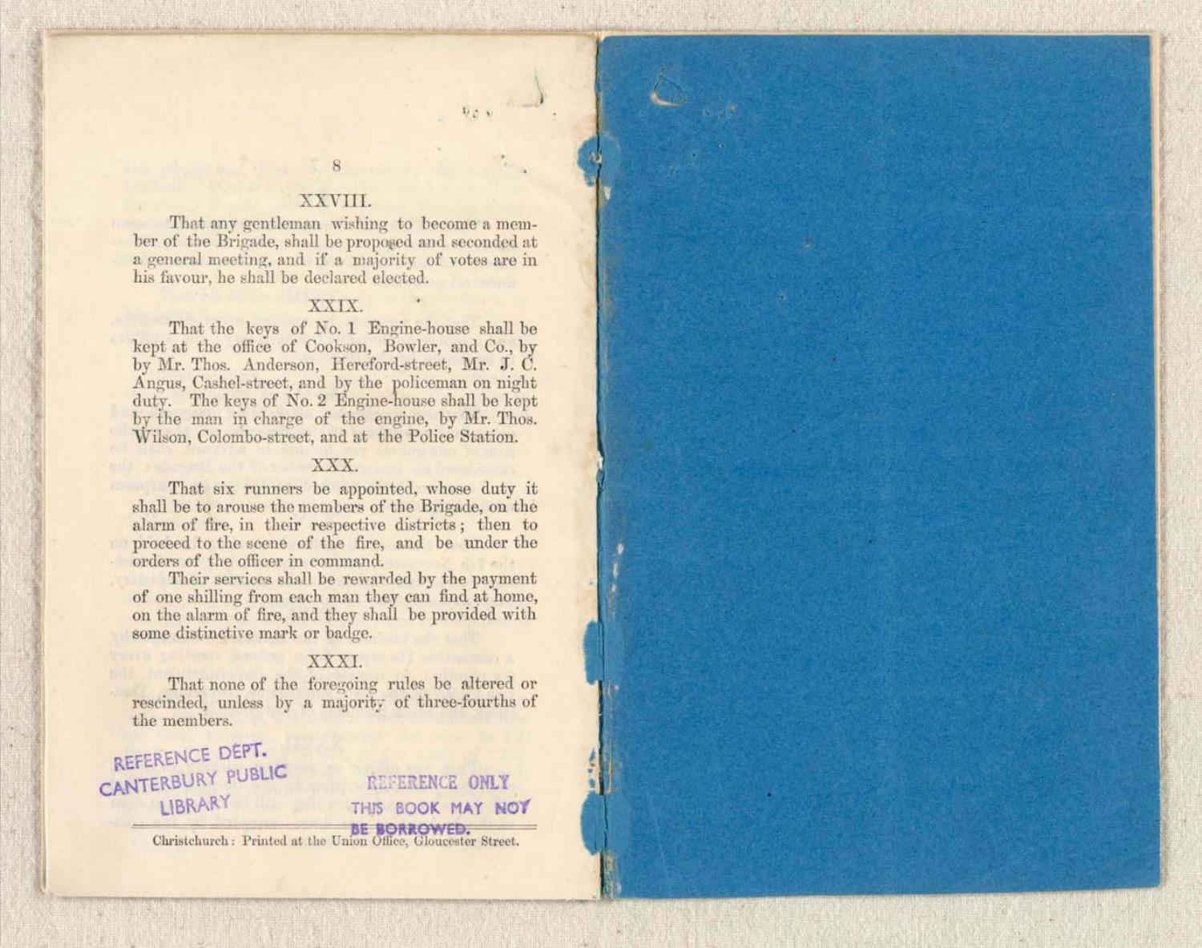## XXVIII.

That any gentleman wishing to become a member of the Brigade, shall be proposed and seconded at a general meeting, and if a majority of votes are in his favour, he shall be declared elected.

## XXIX.

That the keys of No. 1 Engine-house shall be kept at the office of Cookson, Bowler, and Co., by by Mr. Thos. Anderson, Hereford-street, Mr. J. C. Angus, Cashel-street, and by the policeman on night duty. The keys of No. 2 Engine-house shall be kept by the man in charge of the engine, by Mr. Thos. Wilson, Colombo-street, and at the Police Station.

## XXX.

That six runners be appointed, whose duty it shall be to arouse the members of the Brigade, on the alarm of fire, in their respective districts; then to proceed to the scene of the fire, and be under the orders of the officer in command.

Their services shall be rewarded by the payment of one shilling from each man they can find at home, on the alarm of fire, and they shall be provided with some distinctive mark or badge.

## XXXI.

That none of the foregoing rules be altered or rescinded, unless by a majority of three-fourths of the members.

REFERENCE DEPT. CANTERBURY PUBLIC LIBRARY

REFERENCE ONLY THIS BOOK MAY NOT BE BORROWED.

Christchurch: Printed at the Union Office, Gloucester Street.